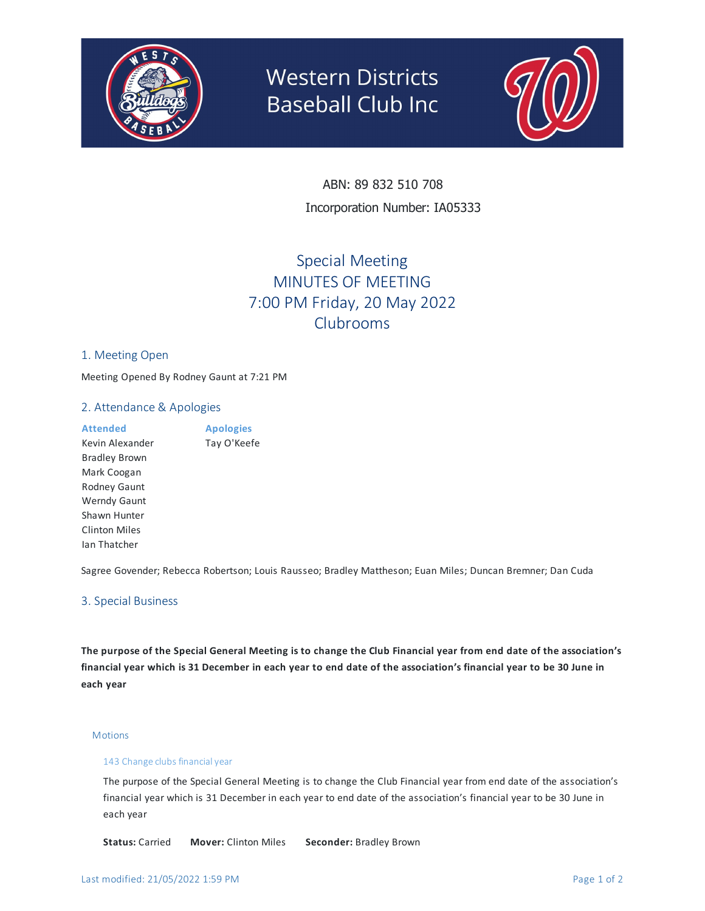# Western Districts Baseball Club Inc

ABN: 89 832 510 708

Incorporation Number: IA05333

## Special Meeting
## MINUTES OF MEETING
## 7:00 PM Friday, 20 May 2022
## Clubrooms

### 1. Meeting Open

Meeting Opened By Rodney Gaunt at 7:21 PM

### 2. Attendance & Apologies

| Attended | Apologies |
| --- | --- |
| Kevin Alexander | Tay O'Keefe |
| Bradley Brown | |
| Mark Coogan | |
| Rodney Gaunt | |
| Werndy Gaunt | |
| Shawn Hunter | |
| Clinton Miles | |
| Ian Thatcher | |

Sagree Govender; Rebecca Robertson; Louis Rausseo; Bradley Mattheson; Euan Miles; Duncan Bremner; Dan Cuda

### 3. Special Business

**The purpose of the Special General Meeting is to change the Club Financial year from end date of the association's financial year which is 31 December in each year to end date of the association's financial year to be 30 June in each year**

#### Motions

##### 143 Change clubs financial year

The purpose of the Special General Meeting is to change the Club Financial year from end date of the association's financial year which is 31 December in each year to end date of the association's financial year to be 30 June in each year

**Status:** Carried **Mover:** Clinton Miles **Seconder:** Bradley Brown

Last modified: 21/05/2022 1:59 PM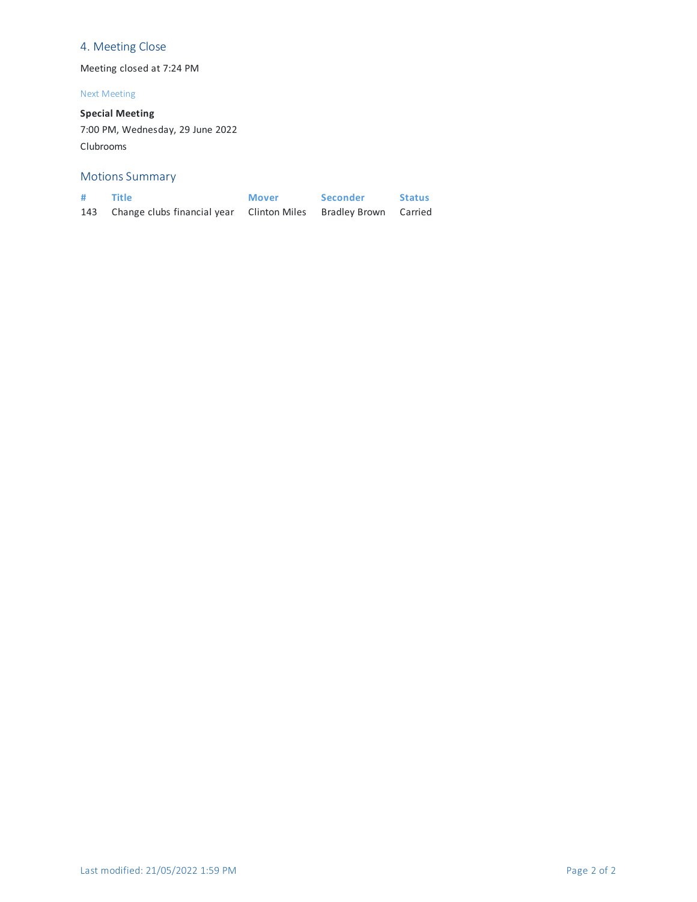## 4. Meeting Close

Meeting closed at 7:24 PM

### Next Meeting

**Special Meeting**

7:00 PM, Wednesday, 29 June 2022

Clubrooms

## Motions Summary

| # | Title | Mover | Seconder | Status |
|---|---|---|---|---|
| 143 | Change clubs financial year | Clinton Miles | Bradley Brown | Carried |

Last modified: 21/05/2022 1:59 PM